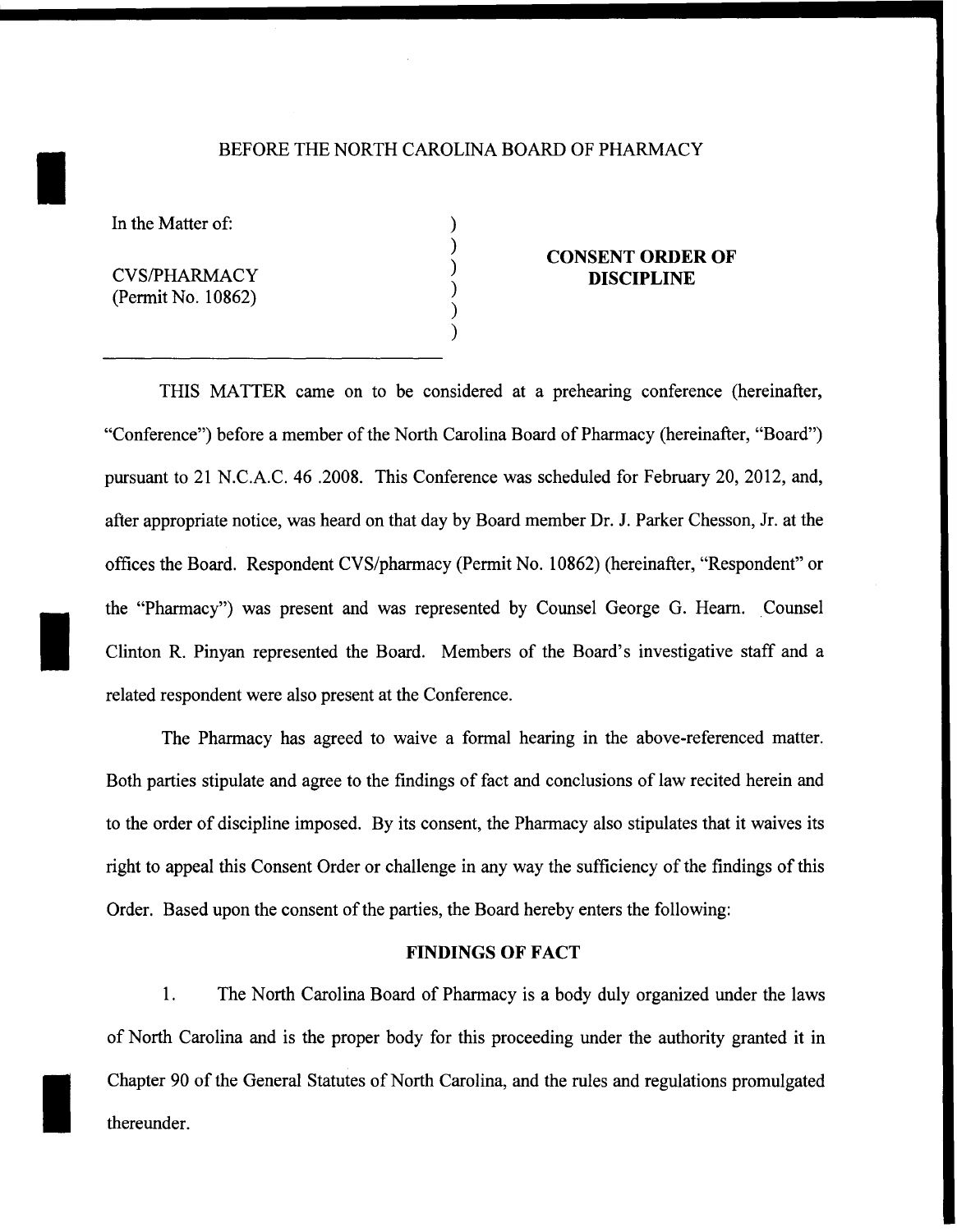BEFORE THE NORTH CAROLINA BOARD OF PHARMACY

In the Matter of:

CVS/PHARMACY
(Permit No. 10862)

**CONSENT ORDER OF DISCIPLINE**

THIS MATTER came on to be considered at a prehearing conference (hereinafter, "Conference") before a member of the North Carolina Board of Pharmacy (hereinafter, "Board") pursuant to 21 N.C.A.C. 46 .2008. This Conference was scheduled for February 20, 2012, and, after appropriate notice, was heard on that day by Board member Dr. J. Parker Chesson, Jr. at the offices the Board. Respondent CVS/pharmacy (Permit No. 10862) (hereinafter, "Respondent" or the "Pharmacy") was present and was represented by Counsel George G. Hearn. Counsel Clinton R. Pinyan represented the Board. Members of the Board's investigative staff and a related respondent were also present at the Conference.

The Pharmacy has agreed to waive a formal hearing in the above-referenced matter. Both parties stipulate and agree to the findings of fact and conclusions of law recited herein and to the order of discipline imposed. By its consent, the Pharmacy also stipulates that it waives its right to appeal this Consent Order or challenge in any way the sufficiency of the findings of this Order. Based upon the consent of the parties, the Board hereby enters the following:

**FINDINGS OF FACT**

1. The North Carolina Board of Pharmacy is a body duly organized under the laws of North Carolina and is the proper body for this proceeding under the authority granted it in Chapter 90 of the General Statutes of North Carolina, and the rules and regulations promulgated thereunder.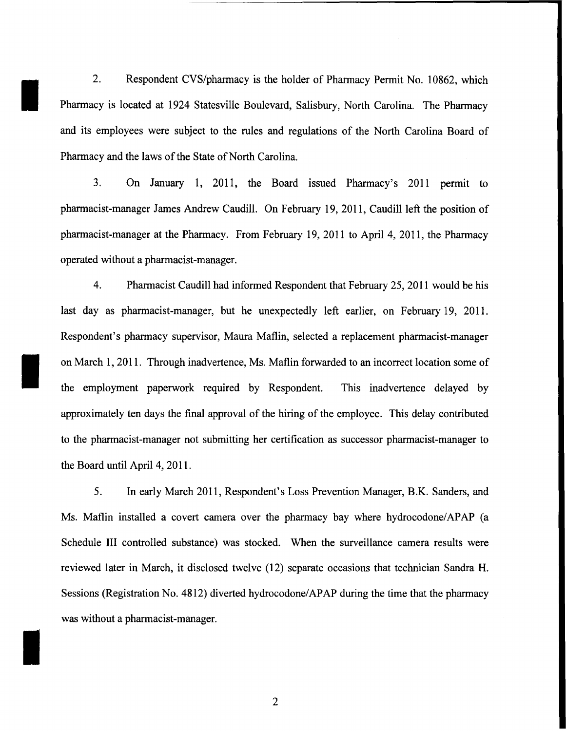2. Respondent CVS/pharmacy is the holder of Pharmacy Permit No. 10862, which Pharmacy is located at 1924 Statesville Boulevard, Salisbury, North Carolina. The Pharmacy and its employees were subject to the rules and regulations of the North Carolina Board of Pharmacy and the laws of the State of North Carolina.

3. On January 1, 2011, the Board issued Pharmacy's 2011 permit to pharmacist-manager James Andrew Caudill. On February 19, 2011, Caudill left the position of pharmacist-manager at the Pharmacy. From February 19, 2011 to April 4, 2011, the Pharmacy operated without a pharmacist-manager.

4. Pharmacist Caudill had informed Respondent that February 25, 2011 would be his last day as pharmacist-manager, but he unexpectedly left earlier, on February 19, 2011. Respondent's pharmacy supervisor, Maura Maflin, selected a replacement pharmacist-manager on March 1, 2011. Through inadvertence, Ms. Maflin forwarded to an incorrect location some of the employment paperwork required by Respondent. This inadvertence delayed by approximately ten days the final approval of the hiring of the employee. This delay contributed to the pharmacist-manager not submitting her certification as successor pharmacist-manager to the Board until April 4, 2011.

5. In early March 2011, Respondent's Loss Prevention Manager, B.K. Sanders, and Ms. Maflin installed a covert camera over the pharmacy bay where hydrocodone/APAP (a Schedule III controlled substance) was stocked. When the surveillance camera results were reviewed later in March, it disclosed twelve (12) separate occasions that technician Sandra H. Sessions (Registration No. 4812) diverted hydrocodone/APAP during the time that the pharmacy was without a pharmacist-manager.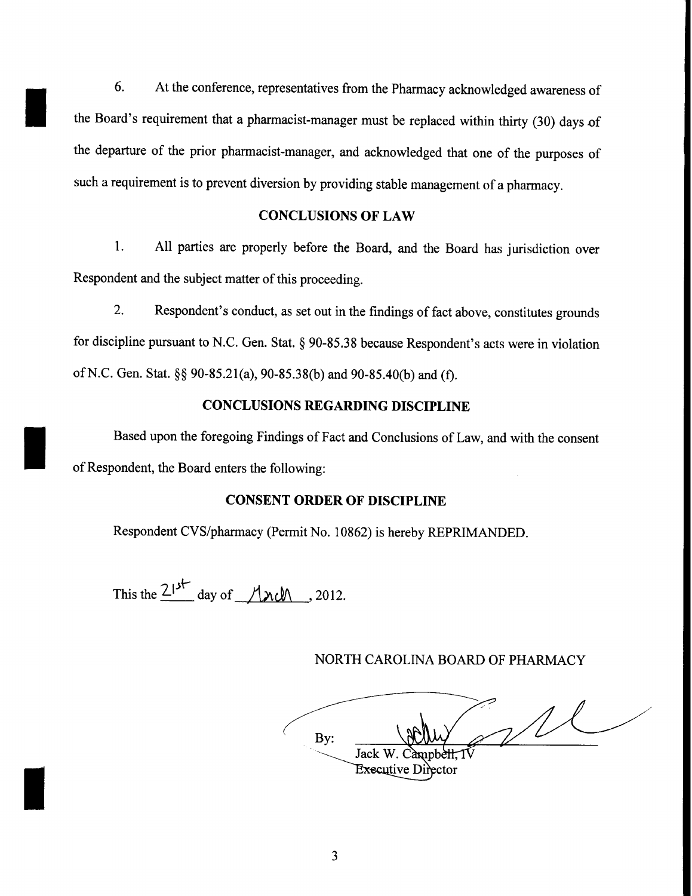6. At the conference, representatives from the Pharmacy acknowledged awareness of the Board's requirement that a pharmacist-manager must be replaced within thirty (30) days of the departure of the prior pharmacist-manager, and acknowledged that one of the purposes of such a requirement is to prevent diversion by providing stable management of a pharmacy.

## CONCLUSIONS OF LAW

1. All parties are properly before the Board, and the Board has jurisdiction over Respondent and the subject matter of this proceeding.

2. Respondent's conduct, as set out in the findings of fact above, constitutes grounds for discipline pursuant to N.C. Gen. Stat. § 90-85.38 because Respondent's acts were in violation of N.C. Gen. Stat. §§ 90-85.21(a), 90-85.38(b) and 90-85.40(b) and (f).

## CONCLUSIONS REGARDING DISCIPLINE

Based upon the foregoing Findings of Fact and Conclusions of Law, and with the consent of Respondent, the Board enters the following:

## CONSENT ORDER OF DISCIPLINE

Respondent CVS/pharmacy (Permit No. 10862) is hereby REPRIMANDED.

This the 21st day of March, 2012.

NORTH CAROLINA BOARD OF PHARMACY

By: [signature]
Jack W. Campbell, IV
Executive Director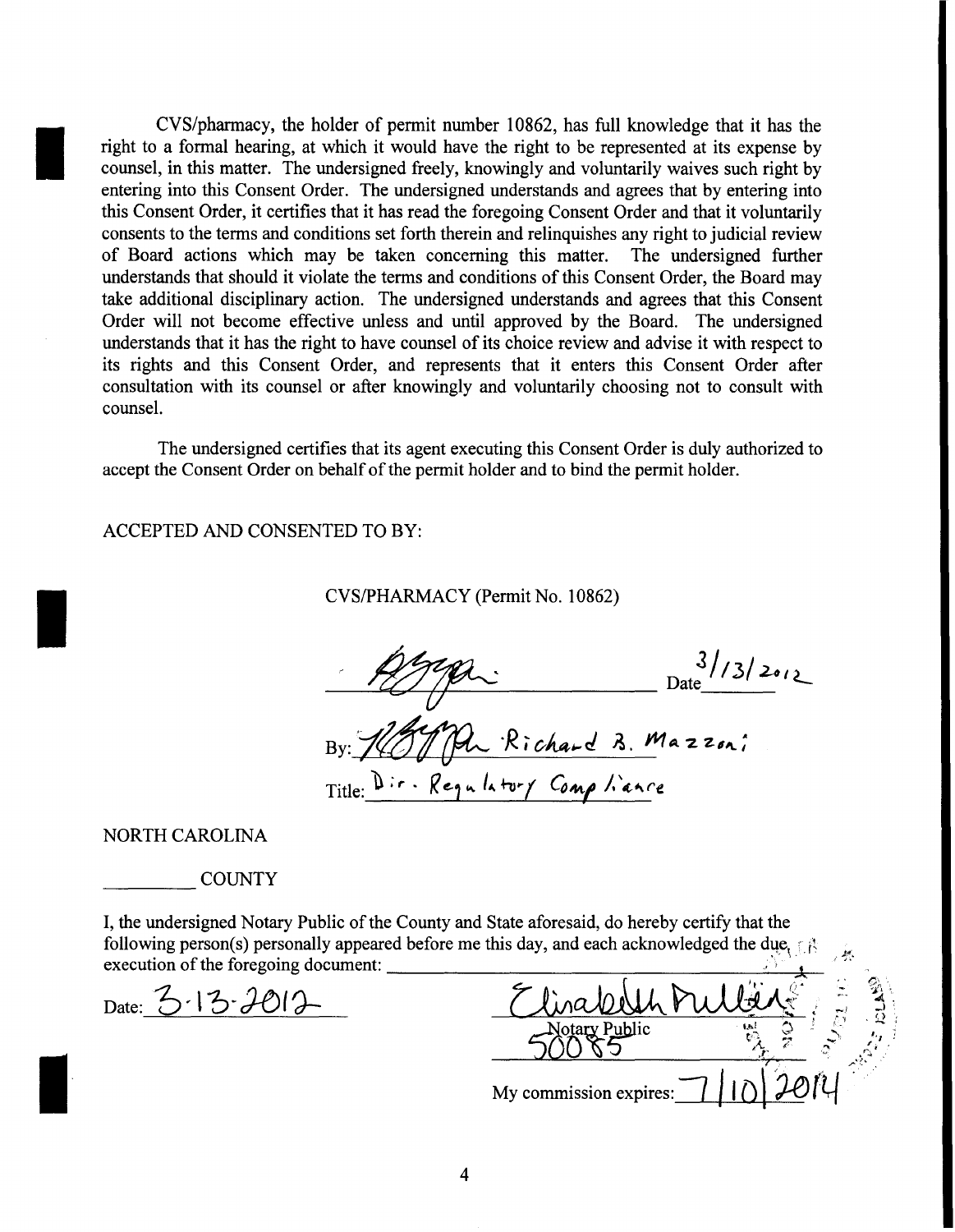CVS/pharmacy, the holder of permit number 10862, has full knowledge that it has the right to a formal hearing, at which it would have the right to be represented at its expense by counsel, in this matter. The undersigned freely, knowingly and voluntarily waives such right by entering into this Consent Order. The undersigned understands and agrees that by entering into this Consent Order, it certifies that it has read the foregoing Consent Order and that it voluntarily consents to the terms and conditions set forth therein and relinquishes any right to judicial review of Board actions which may be taken concerning this matter. The undersigned further understands that should it violate the terms and conditions of this Consent Order, the Board may take additional disciplinary action. The undersigned understands and agrees that this Consent Order will not become effective unless and until approved by the Board. The undersigned understands that it has the right to have counsel of its choice review and advise it with respect to its rights and this Consent Order, and represents that it enters this Consent Order after consultation with its counsel or after knowingly and voluntarily choosing not to consult with counsel.

The undersigned certifies that its agent executing this Consent Order is duly authorized to accept the Consent Order on behalf of the permit holder and to bind the permit holder.

ACCEPTED AND CONSENTED TO BY:

CVS/PHARMACY (Permit No. 10862)

_______________ Date 3/13/2012

By: Richard B. Mazzoni

Title: Dir. Regulatory Compliance

NORTH CAROLINA

_________ COUNTY

I, the undersigned Notary Public of the County and State aforesaid, do hereby certify that the following person(s) personally appeared before me this day, and each acknowledged the due execution of the foregoing document: _______________

Date: 3-13-2012

Elizabeth Fuller
Notary Public
50085

My commission expires: 7/10/2014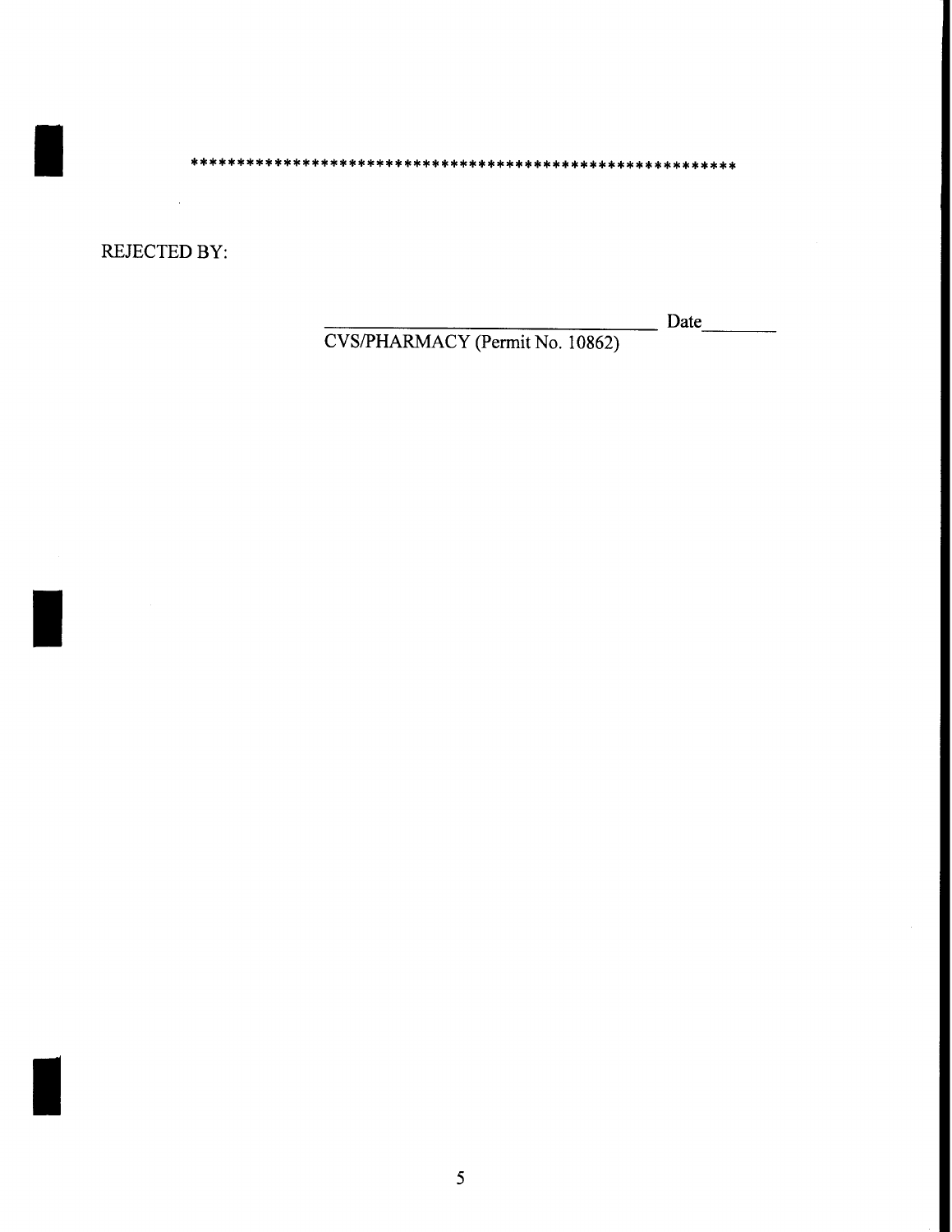**********************************************************

REJECTED BY:

_________________________________ Date________

CVS/PHARMACY (Permit No. 10862)